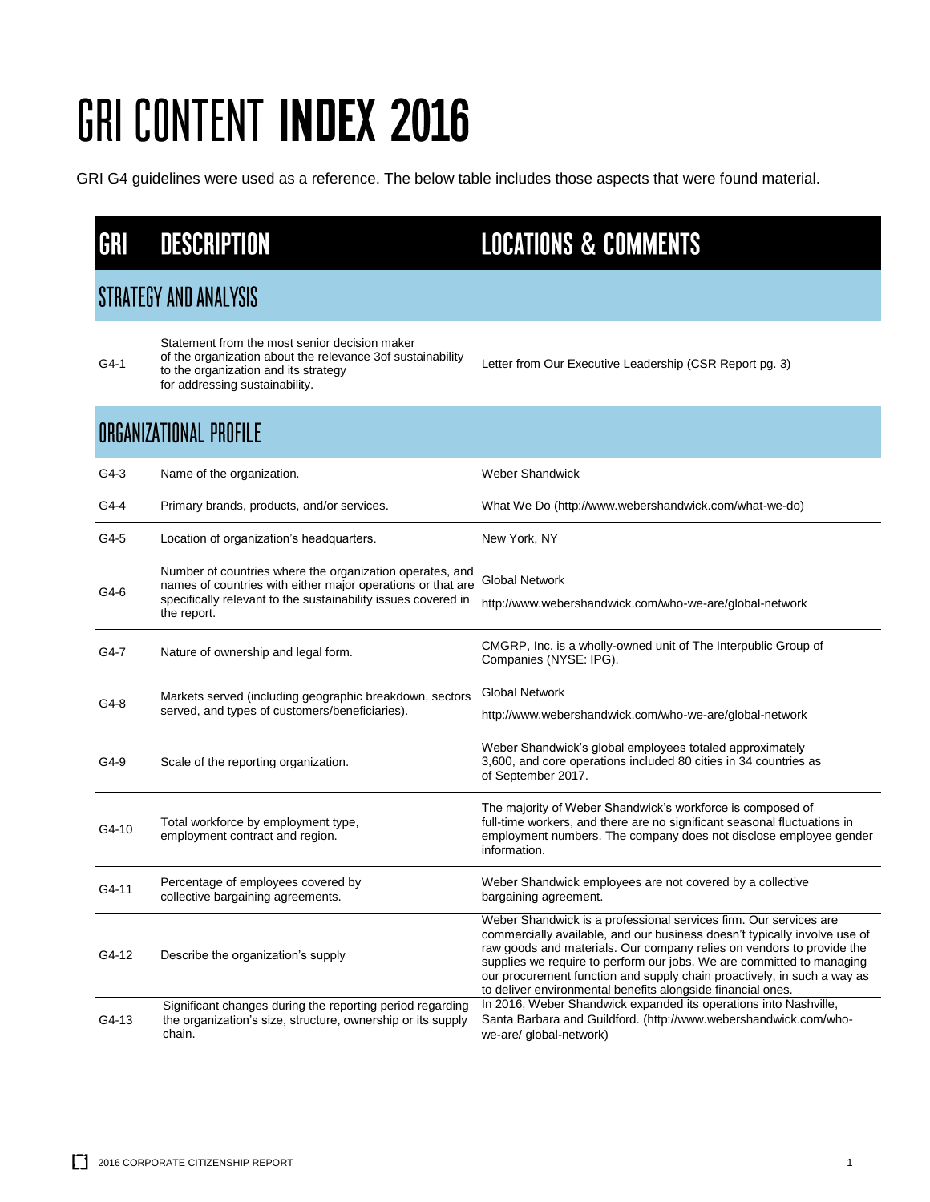# GRI CONTENT INDEX 2016

GRI G4 guidelines were used as a reference. The below table includes those aspects that were found material.

| GRI | DESCRIPTION | LOCATIONS & COMMENTS |
|---|---|---|
| **STRATEGY AND ANALYSIS** | | |
| G4-1 | Statement from the most senior decision maker of the organization about the relevance 3of sustainability to the organization and its strategy for addressing sustainability. | Letter from Our Executive Leadership (CSR Report pg. 3) |
| **ORGANIZATIONAL PROFILE** | | |
| G4-3 | Name of the organization. | Weber Shandwick |
| G4-4 | Primary brands, products, and/or services. | What We Do (http://www.webershandwick.com/what-we-do) |
| G4-5 | Location of organization's headquarters. | New York, NY |
| G4-6 | Number of countries where the organization operates, and names of countries with either major operations or that are specifically relevant to the sustainability issues covered in the report. | Global Network<br>http://www.webershandwick.com/who-we-are/global-network |
| G4-7 | Nature of ownership and legal form. | CMGRP, Inc. is a wholly-owned unit of The Interpublic Group of Companies (NYSE: IPG). |
| G4-8 | Markets served (including geographic breakdown, sectors served, and types of customers/beneficiaries). | Global Network<br>http://www.webershandwick.com/who-we-are/global-network |
| G4-9 | Scale of the reporting organization. | Weber Shandwick's global employees totaled approximately 3,600, and core operations included 80 cities in 34 countries as of September 2017. |
| G4-10 | Total workforce by employment type, employment contract and region. | The majority of Weber Shandwick's workforce is composed of full-time workers, and there are no significant seasonal fluctuations in employment numbers. The company does not disclose employee gender information. |
| G4-11 | Percentage of employees covered by collective bargaining agreements. | Weber Shandwick employees are not covered by a collective bargaining agreement. |
| G4-12 | Describe the organization's supply | Weber Shandwick is a professional services firm. Our services are commercially available, and our business doesn't typically involve use of raw goods and materials. Our company relies on vendors to provide the supplies we require to perform our jobs. We are committed to managing our procurement function and supply chain proactively, in such a way as to deliver environmental benefits alongside financial ones. |
| G4-13 | Significant changes during the reporting period regarding the organization's size, structure, ownership or its supply chain. | In 2016, Weber Shandwick expanded its operations into Nashville, Santa Barbara and Guildford. (http://www.webershandwick.com/who-we-are/ global-network) |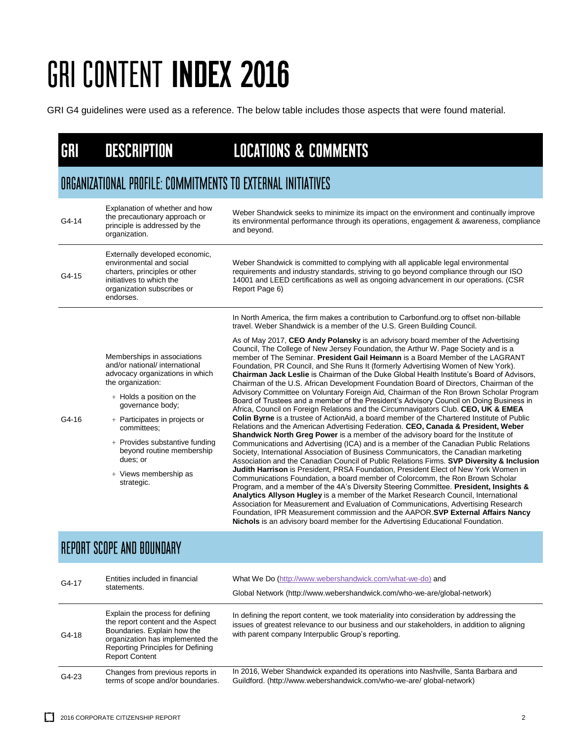# GRI CONTENT INDEX 2016

GRI G4 guidelines were used as a reference. The below table includes those aspects that were found material.

| GRI | DESCRIPTION | LOCATIONS & COMMENTS |
|---|---|---|
| **ORGANIZATIONAL PROFILE: COMMITMENTS TO EXTERNAL INITIATIVES** | | |
| G4-14 | Explanation of whether and how the precautionary approach or principle is addressed by the organization. | Weber Shandwick seeks to minimize its impact on the environment and continually improve its environmental performance through its operations, engagement & awareness, compliance and beyond. |
| G4-15 | Externally developed economic, environmental and social charters, principles or other initiatives to which the organization subscribes or endorses. | Weber Shandwick is committed to complying with all applicable legal environmental requirements and industry standards, striving to go beyond compliance through our ISO 14001 and LEED certifications as well as ongoing advancement in our operations. (CSR Report Page 6) |
| G4-16 | Memberships in associations and/or national/ international advocacy organizations in which the organization:<br>+ Holds a position on the governance body;<br>+ Participates in projects or committees;<br>+ Provides substantive funding beyond routine membership dues; or<br>+ Views membership as strategic. | In North America, the firm makes a contribution to Carbonfund.org to offset non-billable travel. Weber Shandwick is a member of the U.S. Green Building Council.<br><br>As of May 2017, **CEO Andy Polansky** is an advisory board member of the Advertising Council, The College of New Jersey Foundation, the Arthur W. Page Society and is a member of The Seminar. **President Gail Heimann** is a Board Member of the LAGRANT Foundation, PR Council, and She Runs It (formerly Advertising Women of New York). **Chairman Jack Leslie** is Chairman of the Duke Global Health Institute's Board of Advisors, Chairman of the U.S. African Development Foundation Board of Directors, Chairman of the Advisory Committee on Voluntary Foreign Aid, Chairman of the Ron Brown Scholar Program Board of Trustees and a member of the President's Advisory Council on Doing Business in Africa, Council on Foreign Relations and the Circumnavigators Club. **CEO, UK & EMEA Colin Byrne** is a trustee of ActionAid, a board member of the Chartered Institute of Public Relations and the American Advertising Federation. **CEO, Canada & President, Weber Shandwick North Greg Power** is a member of the advisory board for the Institute of Communications and Advertising (ICA) and is a member of the Canadian Public Relations Society, International Association of Business Communicators, the Canadian marketing Association and the Canadian Council of Public Relations Firms. **SVP Diversity & Inclusion Judith Harrison** is President, PRSA Foundation, President Elect of New York Women in Communications Foundation, a board member of Colorcomm, the Ron Brown Scholar Program, and a member of the 4A's Diversity Steering Committee. **President, Insights & Analytics Allyson Hugley** is a member of the Market Research Council, International Association for Measurement and Evaluation of Communications, Advertising Research Foundation, IPR Measurement commission and the AAPOR.**SVP External Affairs Nancy Nichols** is an advisory board member for the Advertising Educational Foundation. |
| **REPORT SCOPE AND BOUNDARY** | | |
| G4-17 | Entities included in financial statements. | What We Do (http://www.webershandwick.com/what-we-do) and<br><br>Global Network (http://www.webershandwick.com/who-we-are/global-network) |
| G4-18 | Explain the process for defining the report content and the Aspect Boundaries. Explain how the organization has implemented the Reporting Principles for Defining Report Content | In defining the report content, we took materiality into consideration by addressing the issues of greatest relevance to our business and our stakeholders, in addition to aligning with parent company Interpublic Group's reporting. |
| G4-23 | Changes from previous reports in terms of scope and/or boundaries. | In 2016, Weber Shandwick expanded its operations into Nashville, Santa Barbara and Guildford. (http://www.webershandwick.com/who-we-are/ global-network) |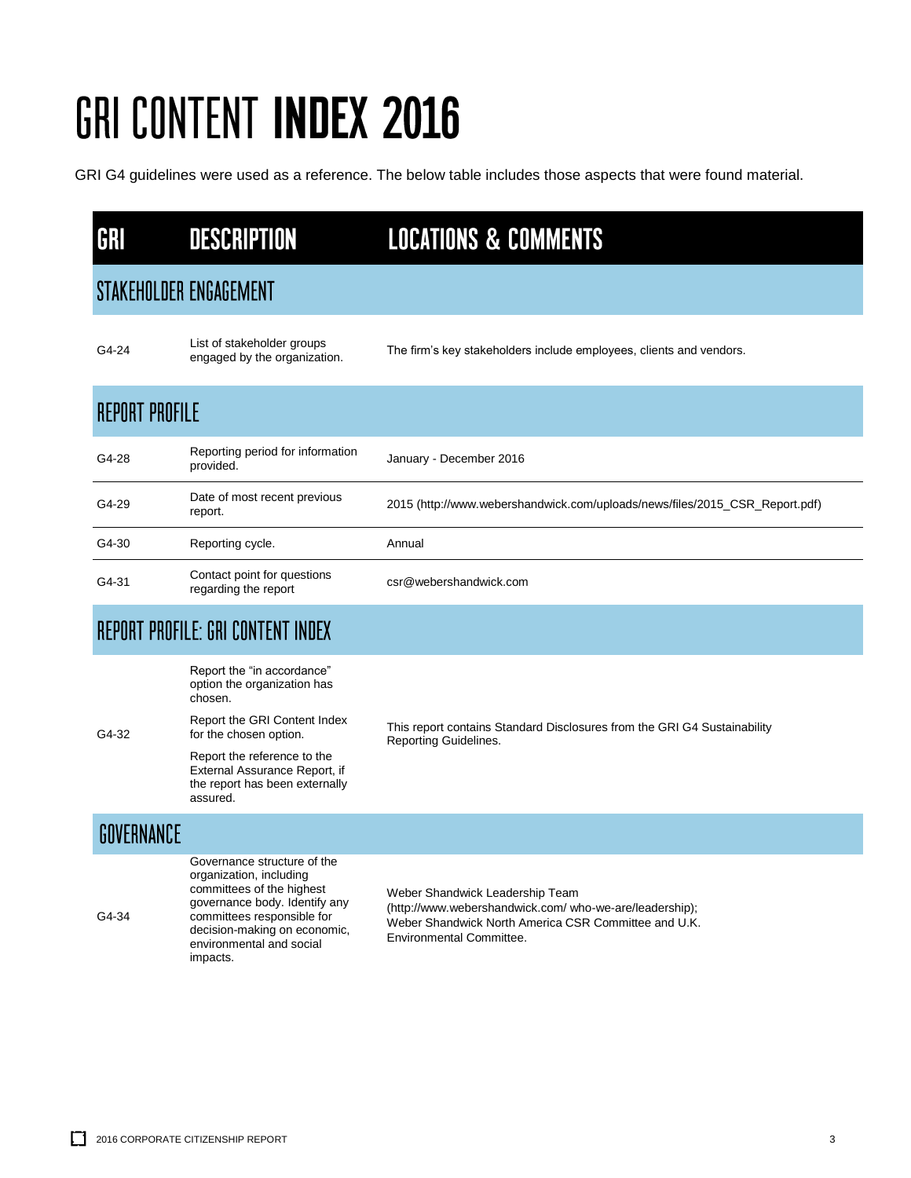# GRI CONTENT INDEX 2016

GRI G4 guidelines were used as a reference. The below table includes those aspects that were found material.

| GRI | DESCRIPTION | LOCATIONS & COMMENTS |
|---|---|---|
| **STAKEHOLDER ENGAGEMENT** | | |
| G4-24 | List of stakeholder groups engaged by the organization. | The firm's key stakeholders include employees, clients and vendors. |
| **REPORT PROFILE** | | |
| G4-28 | Reporting period for information provided. | January - December 2016 |
| G4-29 | Date of most recent previous report. | 2015 (http://www.webershandwick.com/uploads/news/files/2015_CSR_Report.pdf) |
| G4-30 | Reporting cycle. | Annual |
| G4-31 | Contact point for questions regarding the report | csr@webershandwick.com |
| **REPORT PROFILE: GRI CONTENT INDEX** | | |
| G4-32 | Report the "in accordance" option the organization has chosen. Report the GRI Content Index for the chosen option. Report the reference to the External Assurance Report, if the report has been externally assured. | This report contains Standard Disclosures from the GRI G4 Sustainability Reporting Guidelines. |
| **GOVERNANCE** | | |
| G4-34 | Governance structure of the organization, including committees of the highest governance body. Identify any committees responsible for decision-making on economic, environmental and social impacts. | Weber Shandwick Leadership Team (http://www.webershandwick.com/ who-we-are/leadership); Weber Shandwick North America CSR Committee and U.K. Environmental Committee. |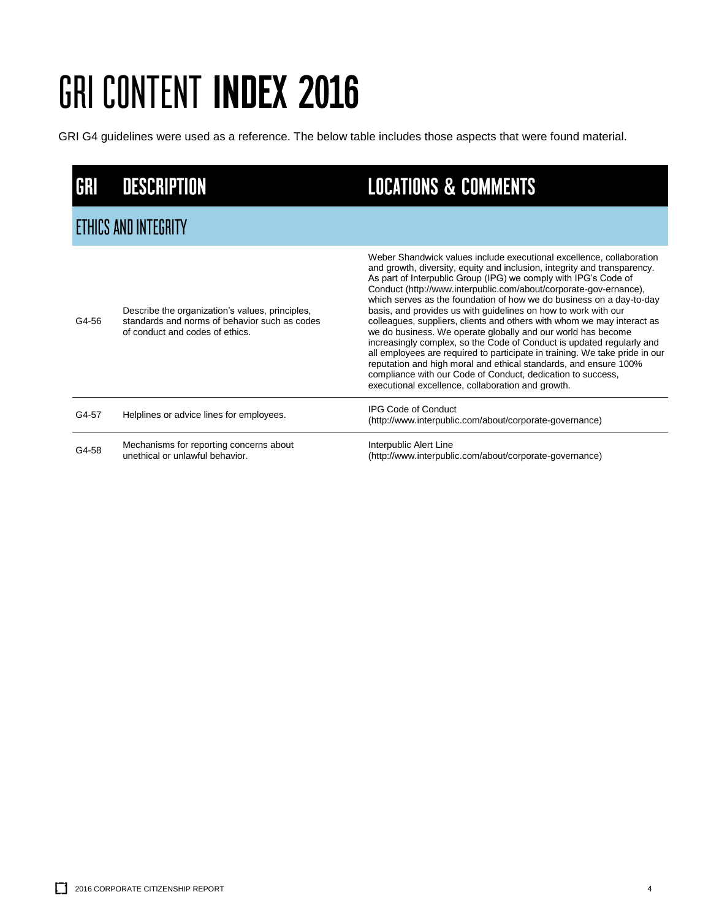# GRI CONTENT INDEX 2016

GRI G4 guidelines were used as a reference. The below table includes those aspects that were found material.

| GRI | DESCRIPTION | LOCATIONS & COMMENTS |
|---|---|---|
| **ETHICS AND INTEGRITY** | | |
| G4-56 | Describe the organization's values, principles, standards and norms of behavior such as codes of conduct and codes of ethics. | Weber Shandwick values include executional excellence, collaboration and growth, diversity, equity and inclusion, integrity and transparency. As part of Interpublic Group (IPG) we comply with IPG's Code of Conduct (http://www.interpublic.com/about/corporate-gov-ernance), which serves as the foundation of how we do business on a day-to-day basis, and provides us with guidelines on how to work with our colleagues, suppliers, clients and others with whom we may interact as we do business. We operate globally and our world has become increasingly complex, so the Code of Conduct is updated regularly and all employees are required to participate in training. We take pride in our reputation and high moral and ethical standards, and ensure 100% compliance with our Code of Conduct, dedication to success, executional excellence, collaboration and growth. |
| G4-57 | Helplines or advice lines for employees. | IPG Code of Conduct (http://www.interpublic.com/about/corporate-governance) |
| G4-58 | Mechanisms for reporting concerns about unethical or unlawful behavior. | Interpublic Alert Line (http://www.interpublic.com/about/corporate-governance) |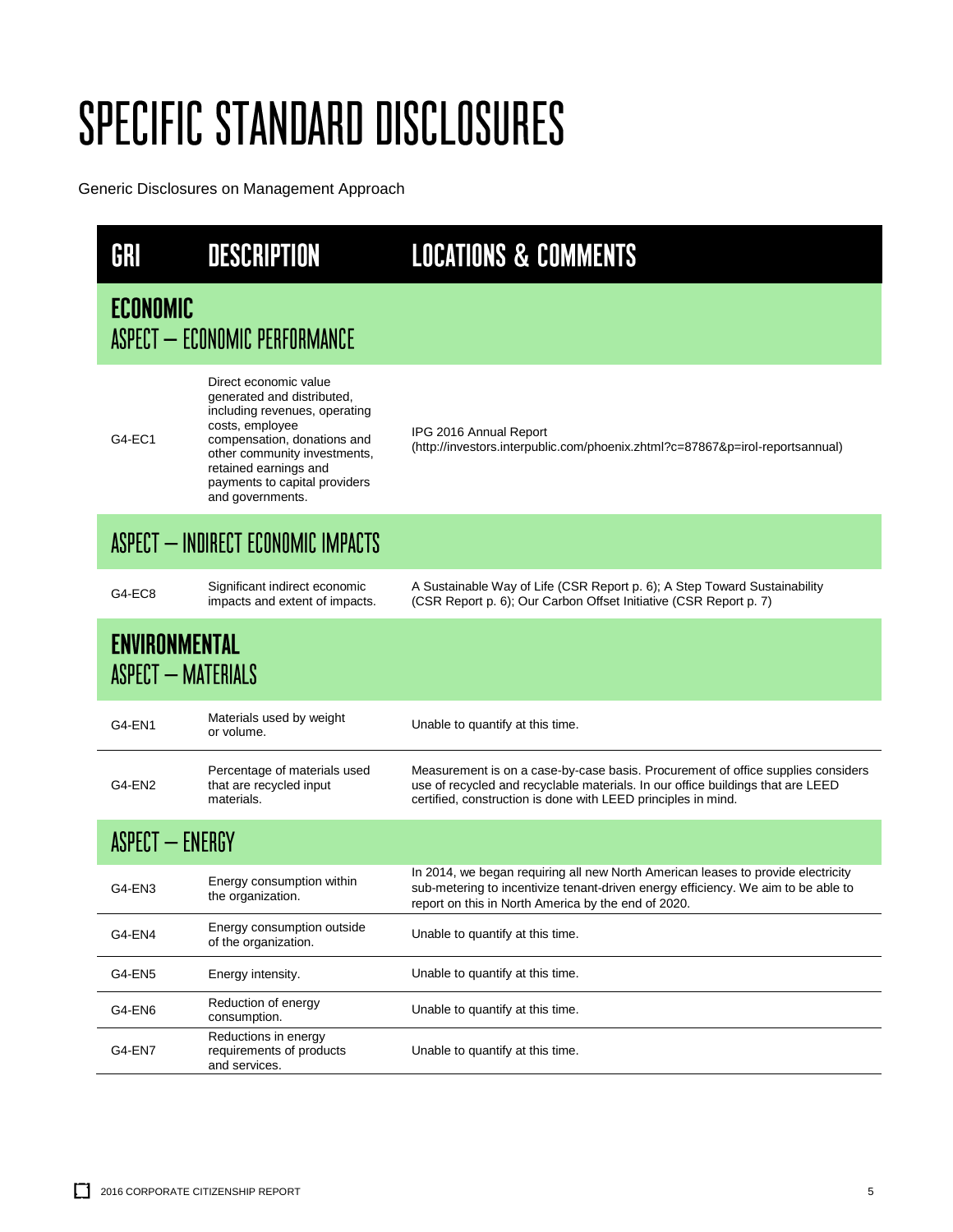# SPECIFIC STANDARD DISCLOSURES

Generic Disclosures on Management Approach

| GRI | DESCRIPTION | LOCATIONS & COMMENTS |
|---|---|---|
| **ECONOMIC** ASPECT — ECONOMIC PERFORMANCE | | |
| G4-EC1 | Direct economic value generated and distributed, including revenues, operating costs, employee compensation, donations and other community investments, retained earnings and payments to capital providers and governments. | IPG 2016 Annual Report (http://investors.interpublic.com/phoenix.zhtml?c=87867&p=irol-reportsannual) |
| ASPECT — INDIRECT ECONOMIC IMPACTS | | |
| G4-EC8 | Significant indirect economic impacts and extent of impacts. | A Sustainable Way of Life (CSR Report p. 6); A Step Toward Sustainability (CSR Report p. 6); Our Carbon Offset Initiative (CSR Report p. 7) |
| **ENVIRONMENTAL** ASPECT — MATERIALS | | |
| G4-EN1 | Materials used by weight or volume. | Unable to quantify at this time. |
| G4-EN2 | Percentage of materials used that are recycled input materials. | Measurement is on a case-by-case basis. Procurement of office supplies considers use of recycled and recyclable materials. In our office buildings that are LEED certified, construction is done with LEED principles in mind. |
| ASPECT — ENERGY | | |
| G4-EN3 | Energy consumption within the organization. | In 2014, we began requiring all new North American leases to provide electricity sub-metering to incentivize tenant-driven energy efficiency. We aim to be able to report on this in North America by the end of 2020. |
| G4-EN4 | Energy consumption outside of the organization. | Unable to quantify at this time. |
| G4-EN5 | Energy intensity. | Unable to quantify at this time. |
| G4-EN6 | Reduction of energy consumption. | Unable to quantify at this time. |
| G4-EN7 | Reductions in energy requirements of products and services. | Unable to quantify at this time. |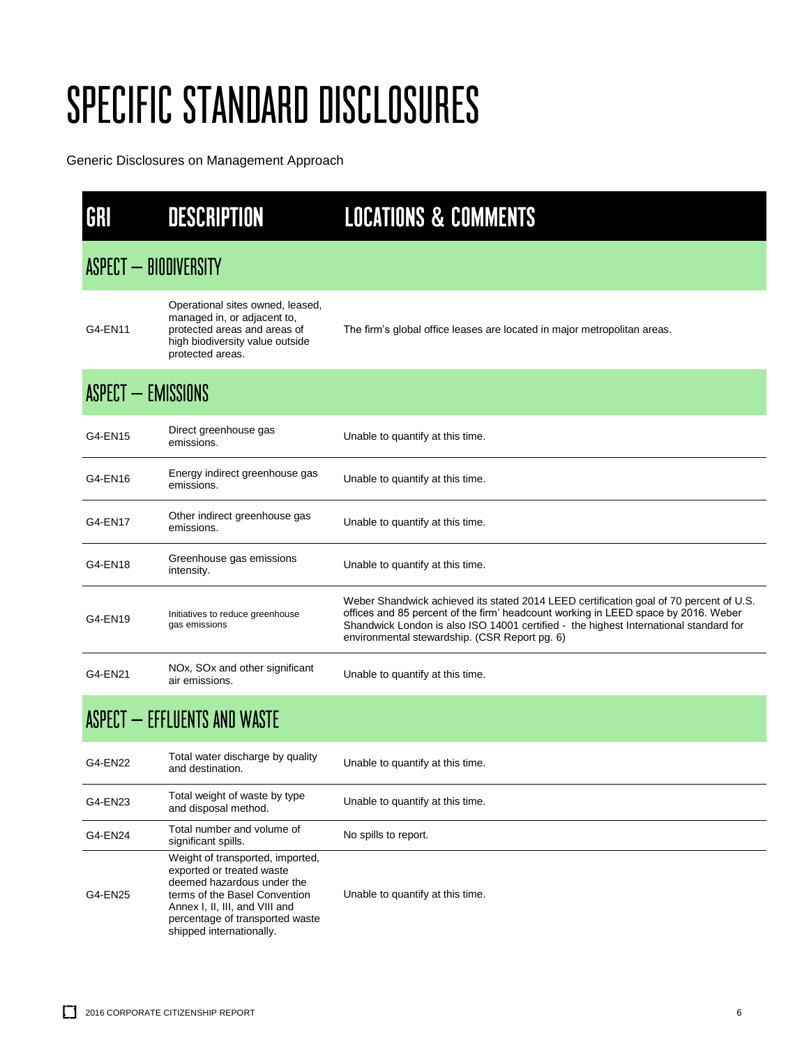# SPECIFIC STANDARD DISCLOSURES

Generic Disclosures on Management Approach

| GRI | DESCRIPTION | LOCATIONS & COMMENTS |
|---|---|---|
| **ASPECT – BIODIVERSITY** | | |
| G4-EN11 | Operational sites owned, leased, managed in, or adjacent to, protected areas and areas of high biodiversity value outside protected areas. | The firm's global office leases are located in major metropolitan areas. |
| **ASPECT – EMISSIONS** | | |
| G4-EN15 | Direct greenhouse gas emissions. | Unable to quantify at this time. |
| G4-EN16 | Energy indirect greenhouse gas emissions. | Unable to quantify at this time. |
| G4-EN17 | Other indirect greenhouse gas emissions. | Unable to quantify at this time. |
| G4-EN18 | Greenhouse gas emissions intensity. | Unable to quantify at this time. |
| G4-EN19 | Initiatives to reduce greenhouse gas emissions | Weber Shandwick achieved its stated 2014 LEED certification goal of 70 percent of U.S. offices and 85 percent of the firm' headcount working in LEED space by 2016. Weber Shandwick London is also ISO 14001 certified - the highest International standard for environmental stewardship. (CSR Report pg. 6) |
| G4-EN21 | NOx, SOx and other significant air emissions. | Unable to quantify at this time. |
| **ASPECT – EFFLUENTS AND WASTE** | | |
| G4-EN22 | Total water discharge by quality and destination. | Unable to quantify at this time. |
| G4-EN23 | Total weight of waste by type and disposal method. | Unable to quantify at this time. |
| G4-EN24 | Total number and volume of significant spills. | No spills to report. |
| G4-EN25 | Weight of transported, imported, exported or treated waste deemed hazardous under the terms of the Basel Convention Annex I, II, III, and VIII and percentage of transported waste shipped internationally. | Unable to quantify at this time. |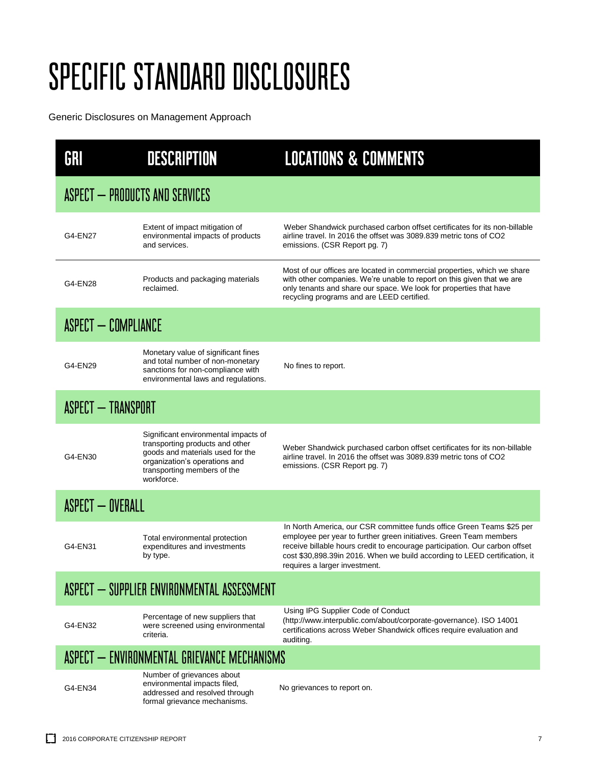# SPECIFIC STANDARD DISCLOSURES

Generic Disclosures on Management Approach

| GRI | DESCRIPTION | LOCATIONS & COMMENTS |
|---|---|---|
| **ASPECT – PRODUCTS AND SERVICES** | | |
| G4-EN27 | Extent of impact mitigation of environmental impacts of products and services. | Weber Shandwick purchased carbon offset certificates for its non-billable airline travel. In 2016 the offset was 3089.839 metric tons of $CO_2$ emissions. (CSR Report pg. 7) |
| G4-EN28 | Products and packaging materials reclaimed. | Most of our offices are located in commercial properties, which we share with other companies. We're unable to report on this given that we are only tenants and share our space. We look for properties that have recycling programs and are LEED certified. |
| **ASPECT – COMPLIANCE** | | |
| G4-EN29 | Monetary value of significant fines and total number of non-monetary sanctions for non-compliance with environmental laws and regulations. | No fines to report. |
| **ASPECT – TRANSPORT** | | |
| G4-EN30 | Significant environmental impacts of transporting products and other goods and materials used for the organization's operations and transporting members of the workforce. | Weber Shandwick purchased carbon offset certificates for its non-billable airline travel. In 2016 the offset was 3089.839 metric tons of $CO_2$ emissions. (CSR Report pg. 7) |
| **ASPECT – OVERALL** | | |
| G4-EN31 | Total environmental protection expenditures and investments by type. | In North America, our CSR committee funds office Green Teams $25 per employee per year to further green initiatives. Green Team members receive billable hours credit to encourage participation. Our carbon offset cost $30,898.39in 2016. When we build according to LEED certification, it requires a larger investment. |
| **ASPECT – SUPPLIER ENVIRONMENTAL ASSESSMENT** | | |
| G4-EN32 | Percentage of new suppliers that were screened using environmental criteria. | Using IPG Supplier Code of Conduct (http://www.interpublic.com/about/corporate-governance). ISO 14001 certifications across Weber Shandwick offices require evaluation and auditing. |
| **ASPECT – ENVIRONMENTAL GRIEVANCE MECHANISMS** | | |
| G4-EN34 | Number of grievances about environmental impacts filed, addressed and resolved through formal grievance mechanisms. | No grievances to report on. |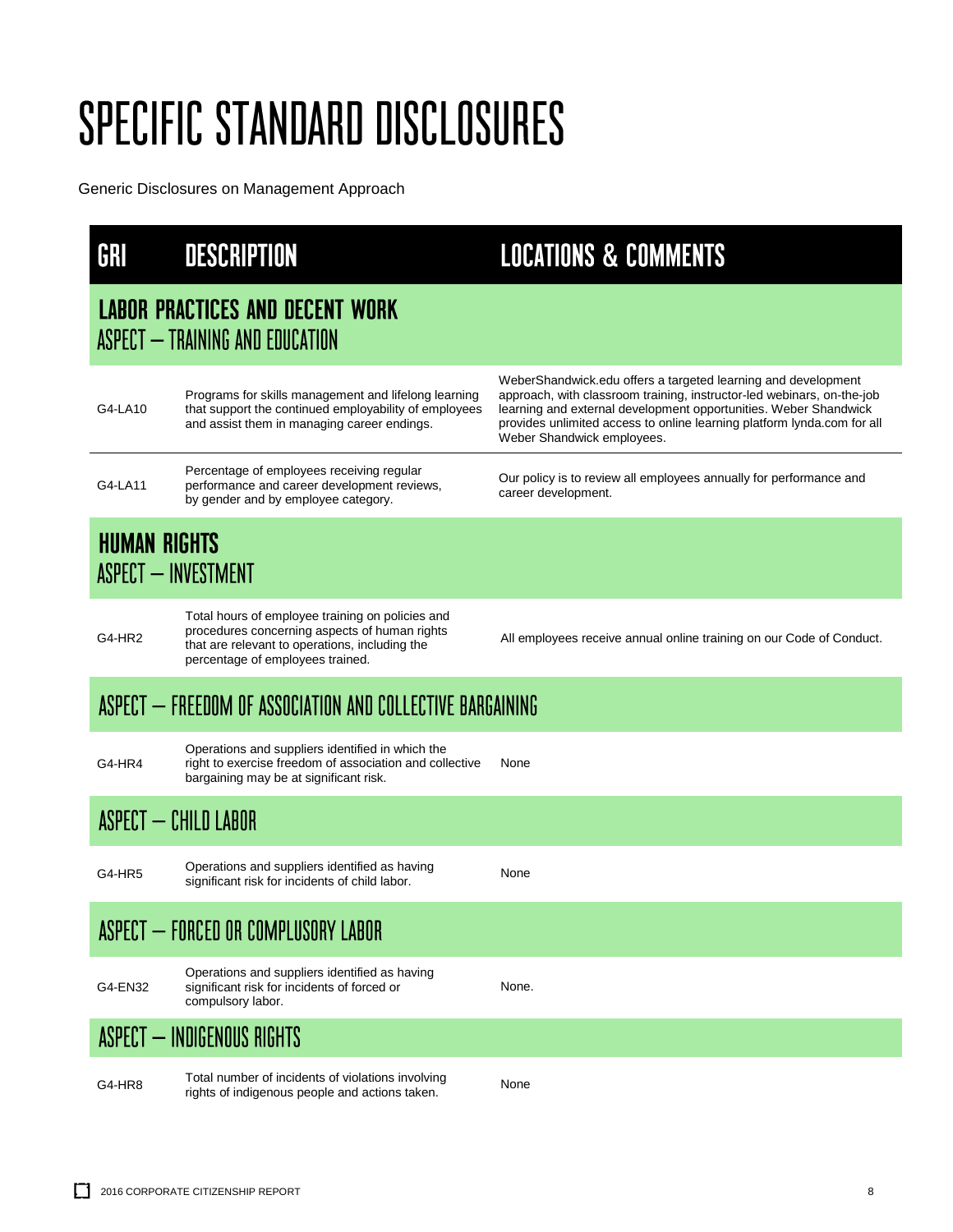# SPECIFIC STANDARD DISCLOSURES

Generic Disclosures on Management Approach

| GRI | DESCRIPTION | LOCATIONS & COMMENTS |
|---|---|---|
| **LABOR PRACTICES AND DECENT WORK** ASPECT – TRAINING AND EDUCATION | | |
| G4-LA10 | Programs for skills management and lifelong learning that support the continued employability of employees and assist them in managing career endings. | WeberShandwick.edu offers a targeted learning and development approach, with classroom training, instructor-led webinars, on-the-job learning and external development opportunities. Weber Shandwick provides unlimited access to online learning platform lynda.com for all Weber Shandwick employees. |
| G4-LA11 | Percentage of employees receiving regular performance and career development reviews, by gender and by employee category. | Our policy is to review all employees annually for performance and career development. |
| **HUMAN RIGHTS** ASPECT – INVESTMENT | | |
| G4-HR2 | Total hours of employee training on policies and procedures concerning aspects of human rights that are relevant to operations, including the percentage of employees trained. | All employees receive annual online training on our Code of Conduct. |
| ASPECT – FREEDOM OF ASSOCIATION AND COLLECTIVE BARGAINING | | |
| G4-HR4 | Operations and suppliers identified in which the right to exercise freedom of association and collective bargaining may be at significant risk. | None |
| ASPECT – CHILD LABOR | | |
| G4-HR5 | Operations and suppliers identified as having significant risk for incidents of child labor. | None |
| ASPECT – FORCED OR COMPLUSORY LABOR | | |
| G4-EN32 | Operations and suppliers identified as having significant risk for incidents of forced or compulsory labor. | None. |
| ASPECT – INDIGENOUS RIGHTS | | |
| G4-HR8 | Total number of incidents of violations involving rights of indigenous people and actions taken. | None |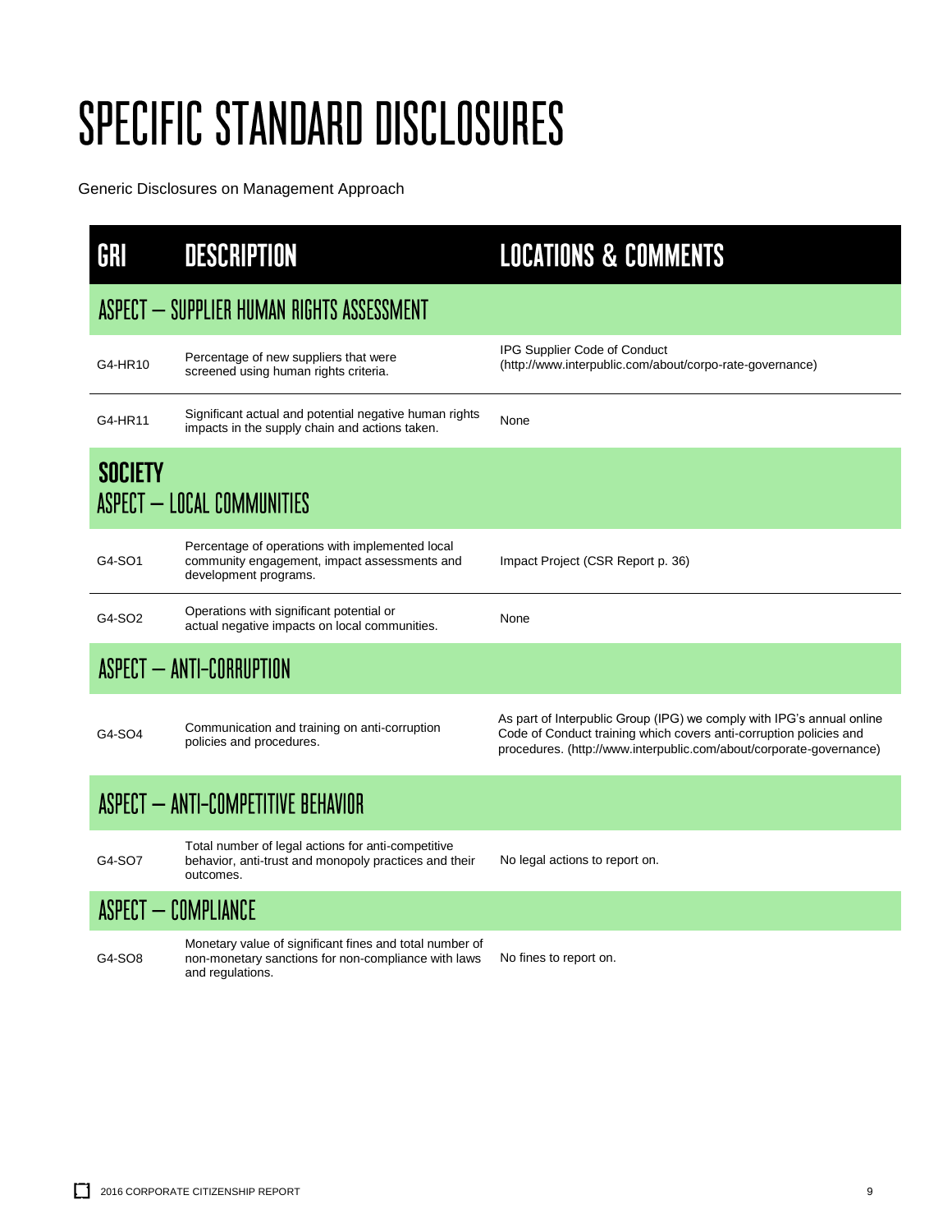# SPECIFIC STANDARD DISCLOSURES

Generic Disclosures on Management Approach

| GRI | DESCRIPTION | LOCATIONS & COMMENTS |
|---|---|---|
| **ASPECT – SUPPLIER HUMAN RIGHTS ASSESSMENT** | | |
| G4-HR10 | Percentage of new suppliers that were screened using human rights criteria. | IPG Supplier Code of Conduct (http://www.interpublic.com/about/corpo-rate-governance) |
| G4-HR11 | Significant actual and potential negative human rights impacts in the supply chain and actions taken. | None |
| **SOCIETY** ASPECT – LOCAL COMMUNITIES | | |
| G4-SO1 | Percentage of operations with implemented local community engagement, impact assessments and development programs. | Impact Project (CSR Report p. 36) |
| G4-SO2 | Operations with significant potential or actual negative impacts on local communities. | None |
| **ASPECT – ANTI-CORRUPTION** | | |
| G4-SO4 | Communication and training on anti-corruption policies and procedures. | As part of Interpublic Group (IPG) we comply with IPG's annual online Code of Conduct training which covers anti-corruption policies and procedures. (http://www.interpublic.com/about/corporate-governance) |
| **ASPECT – ANTI-COMPETITIVE BEHAVIOR** | | |
| G4-SO7 | Total number of legal actions for anti-competitive behavior, anti-trust and monopoly practices and their outcomes. | No legal actions to report on. |
| **ASPECT – COMPLIANCE** | | |
| G4-SO8 | Monetary value of significant fines and total number of non-monetary sanctions for non-compliance with laws and regulations. | No fines to report on. |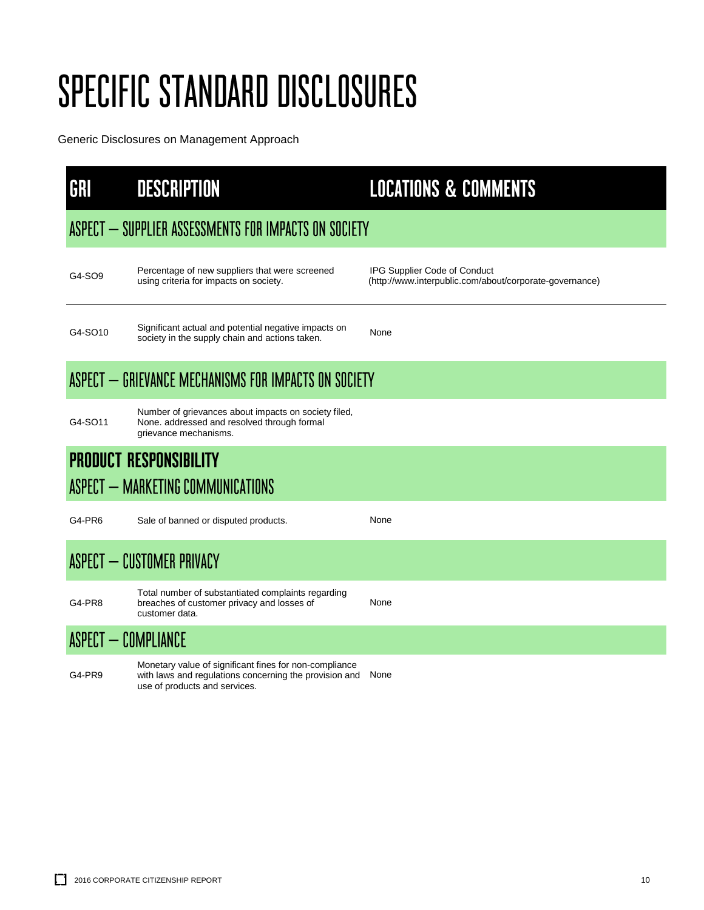# SPECIFIC STANDARD DISCLOSURES

Generic Disclosures on Management Approach

| GRI | DESCRIPTION | LOCATIONS & COMMENTS |
|---|---|---|
| **ASPECT — SUPPLIER ASSESSMENTS FOR IMPACTS ON SOCIETY** | | |
| G4-SO9 | Percentage of new suppliers that were screened using criteria for impacts on society. | IPG Supplier Code of Conduct (http://www.interpublic.com/about/corporate-governance) |
| G4-SO10 | Significant actual and potential negative impacts on society in the supply chain and actions taken. | None |
| **ASPECT — GRIEVANCE MECHANISMS FOR IMPACTS ON SOCIETY** | | |
| G4-SO11 | Number of grievances about impacts on society filed, None. addressed and resolved through formal grievance mechanisms. | |
| **PRODUCT RESPONSIBILITY** | | |
| **ASPECT — MARKETING COMMUNICATIONS** | | |
| G4-PR6 | Sale of banned or disputed products. | None |
| **ASPECT — CUSTOMER PRIVACY** | | |
| G4-PR8 | Total number of substantiated complaints regarding breaches of customer privacy and losses of customer data. | None |
| **ASPECT — COMPLIANCE** | | |
| G4-PR9 | Monetary value of significant fines for non-compliance with laws and regulations concerning the provision and use of products and services. | None |